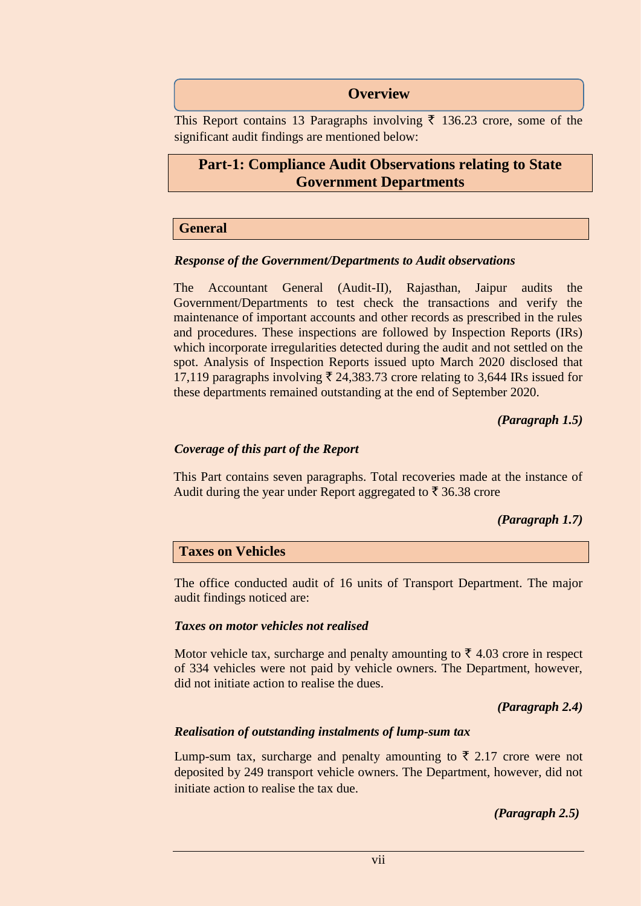# Overview

This Report contains 13 Paragraphs involving ₹ 136.23 crore, some of the significant audit findings are mentioned below:

## Part-1: Compliance Audit Observations relating to State Government Departments

### General

***Response of the Government/Departments to Audit observations***

The Accountant General (Audit-II), Rajasthan, Jaipur audits the Government/Departments to test check the transactions and verify the maintenance of important accounts and other records as prescribed in the rules and procedures. These inspections are followed by Inspection Reports (IRs) which incorporate irregularities detected during the audit and not settled on the spot. Analysis of Inspection Reports issued upto March 2020 disclosed that 17,119 paragraphs involving ₹ 24,383.73 crore relating to 3,644 IRs issued for these departments remained outstanding at the end of September 2020.

***(Paragraph 1.5)***

***Coverage of this part of the Report***

This Part contains seven paragraphs. Total recoveries made at the instance of Audit during the year under Report aggregated to ₹ 36.38 crore

***(Paragraph 1.7)***

### Taxes on Vehicles

The office conducted audit of 16 units of Transport Department. The major audit findings noticed are:

***Taxes on motor vehicles not realised***

Motor vehicle tax, surcharge and penalty amounting to ₹ 4.03 crore in respect of 334 vehicles were not paid by vehicle owners. The Department, however, did not initiate action to realise the dues.

***(Paragraph 2.4)***

***Realisation of outstanding instalments of lump-sum tax***

Lump-sum tax, surcharge and penalty amounting to ₹ 2.17 crore were not deposited by 249 transport vehicle owners. The Department, however, did not initiate action to realise the tax due.

***(Paragraph 2.5)***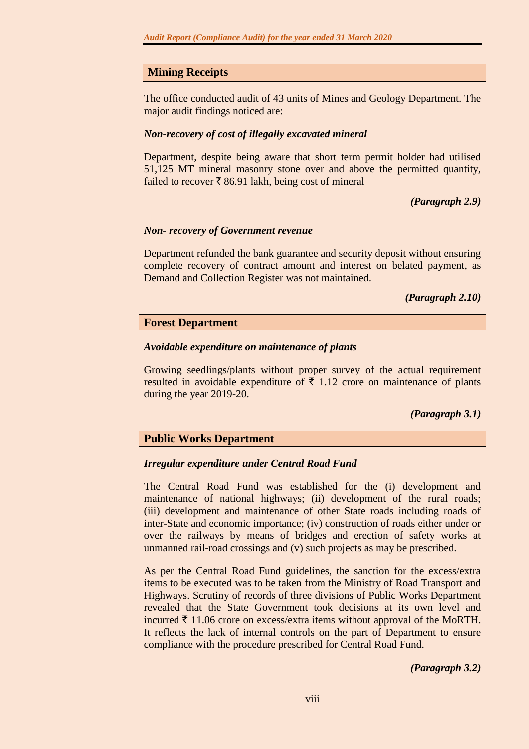## Mining Receipts

The office conducted audit of 43 units of Mines and Geology Department. The major audit findings noticed are:

### *Non-recovery of cost of illegally excavated mineral*

Department, despite being aware that short term permit holder had utilised 51,125 MT mineral masonry stone over and above the permitted quantity, failed to recover ₹ 86.91 lakh, being cost of mineral

***(Paragraph 2.9)***

### *Non- recovery of Government revenue*

Department refunded the bank guarantee and security deposit without ensuring complete recovery of contract amount and interest on belated payment, as Demand and Collection Register was not maintained.

***(Paragraph 2.10)***

## Forest Department

### *Avoidable expenditure on maintenance of plants*

Growing seedlings/plants without proper survey of the actual requirement resulted in avoidable expenditure of ₹ 1.12 crore on maintenance of plants during the year 2019-20.

***(Paragraph 3.1)***

## Public Works Department

### *Irregular expenditure under Central Road Fund*

The Central Road Fund was established for the (i) development and maintenance of national highways; (ii) development of the rural roads; (iii) development and maintenance of other State roads including roads of inter-State and economic importance; (iv) construction of roads either under or over the railways by means of bridges and erection of safety works at unmanned rail-road crossings and (v) such projects as may be prescribed.

As per the Central Road Fund guidelines, the sanction for the excess/extra items to be executed was to be taken from the Ministry of Road Transport and Highways. Scrutiny of records of three divisions of Public Works Department revealed that the State Government took decisions at its own level and incurred ₹ 11.06 crore on excess/extra items without approval of the MoRTH. It reflects the lack of internal controls on the part of Department to ensure compliance with the procedure prescribed for Central Road Fund.

***(Paragraph 3.2)***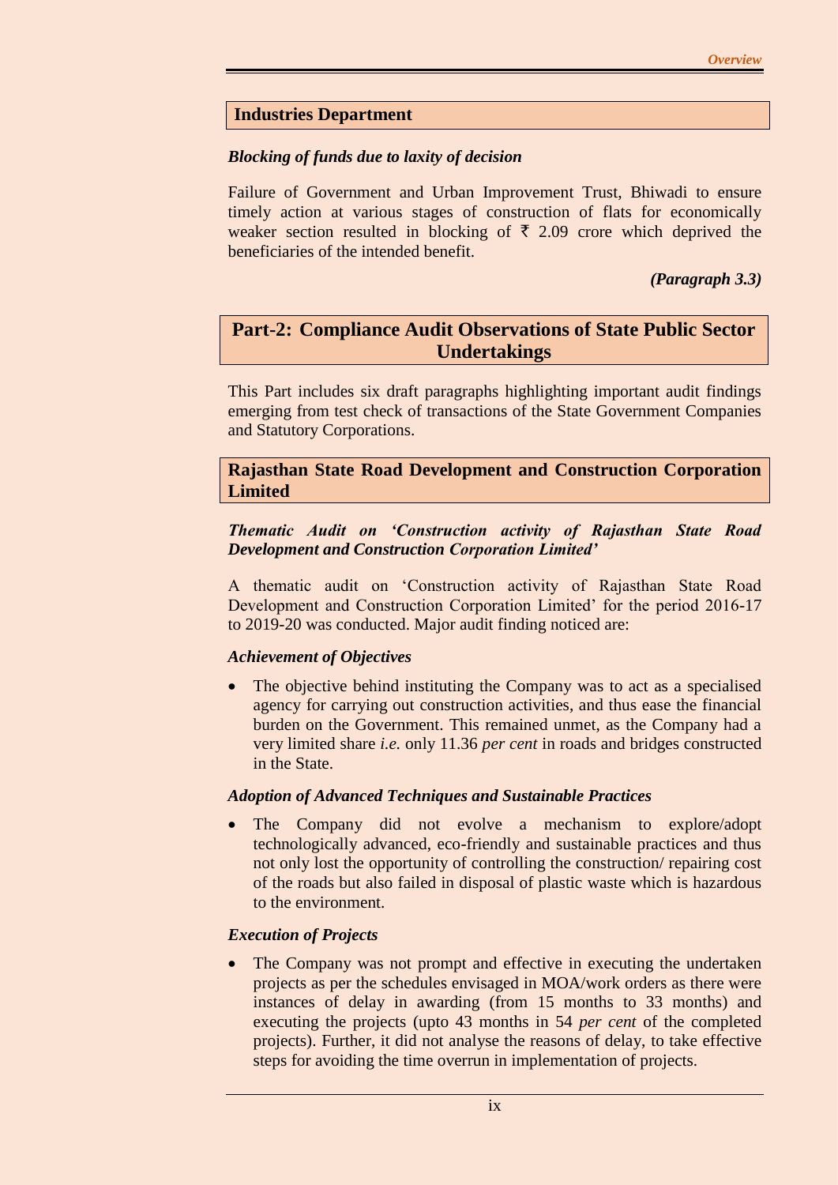## Industries Department

***Blocking of funds due to laxity of decision***

Failure of Government and Urban Improvement Trust, Bhiwadi to ensure timely action at various stages of construction of flats for economically weaker section resulted in blocking of ₹ 2.09 crore which deprived the beneficiaries of the intended benefit.

***(Paragraph 3.3)***

## Part-2: Compliance Audit Observations of State Public Sector Undertakings

This Part includes six draft paragraphs highlighting important audit findings emerging from test check of transactions of the State Government Companies and Statutory Corporations.

## Rajasthan State Road Development and Construction Corporation Limited

***Thematic Audit on 'Construction activity of Rajasthan State Road Development and Construction Corporation Limited'***

A thematic audit on 'Construction activity of Rajasthan State Road Development and Construction Corporation Limited' for the period 2016-17 to 2019-20 was conducted. Major audit finding noticed are:

***Achievement of Objectives***

- The objective behind instituting the Company was to act as a specialised agency for carrying out construction activities, and thus ease the financial burden on the Government. This remained unmet, as the Company had a very limited share *i.e.* only 11.36 *per cent* in roads and bridges constructed in the State.

***Adoption of Advanced Techniques and Sustainable Practices***

- The Company did not evolve a mechanism to explore/adopt technologically advanced, eco-friendly and sustainable practices and thus not only lost the opportunity of controlling the construction/ repairing cost of the roads but also failed in disposal of plastic waste which is hazardous to the environment.

***Execution of Projects***

- The Company was not prompt and effective in executing the undertaken projects as per the schedules envisaged in MOA/work orders as there were instances of delay in awarding (from 15 months to 33 months) and executing the projects (upto 43 months in 54 *per cent* of the completed projects). Further, it did not analyse the reasons of delay, to take effective steps for avoiding the time overrun in implementation of projects.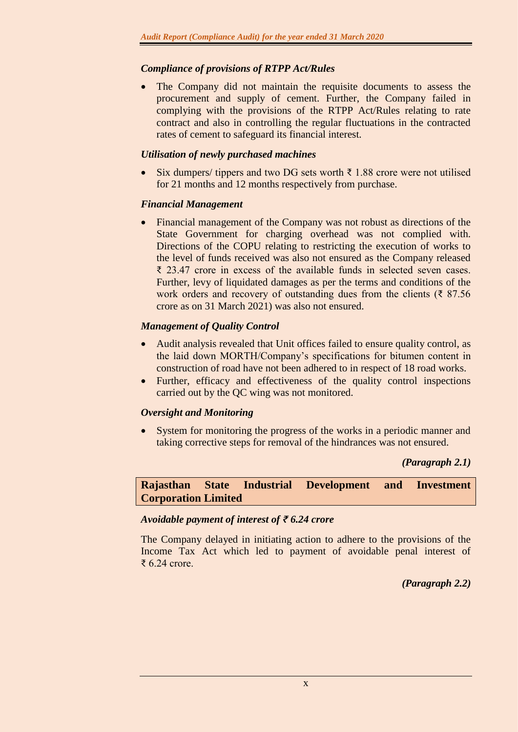### *Compliance of provisions of RTPP Act/Rules*

- The Company did not maintain the requisite documents to assess the procurement and supply of cement. Further, the Company failed in complying with the provisions of the RTPP Act/Rules relating to rate contract and also in controlling the regular fluctuations in the contracted rates of cement to safeguard its financial interest.

### *Utilisation of newly purchased machines*

- Six dumpers/ tippers and two DG sets worth ₹ 1.88 crore were not utilised for 21 months and 12 months respectively from purchase.

### *Financial Management*

- Financial management of the Company was not robust as directions of the State Government for charging overhead was not complied with. Directions of the COPU relating to restricting the execution of works to the level of funds received was also not ensured as the Company released ₹ 23.47 crore in excess of the available funds in selected seven cases. Further, levy of liquidated damages as per the terms and conditions of the work orders and recovery of outstanding dues from the clients (₹ 87.56 crore as on 31 March 2021) was also not ensured.

### *Management of Quality Control*

- Audit analysis revealed that Unit offices failed to ensure quality control, as the laid down MORTH/Company's specifications for bitumen content in construction of road have not been adhered to in respect of 18 road works.
- Further, efficacy and effectiveness of the quality control inspections carried out by the QC wing was not monitored.

### *Oversight and Monitoring*

- System for monitoring the progress of the works in a periodic manner and taking corrective steps for removal of the hindrances was not ensured.

***(Paragraph 2.1)***

## **Rajasthan State Industrial Development and Investment Corporation Limited**

### *Avoidable payment of interest of ₹ 6.24 crore*

The Company delayed in initiating action to adhere to the provisions of the Income Tax Act which led to payment of avoidable penal interest of ₹ 6.24 crore.

***(Paragraph 2.2)***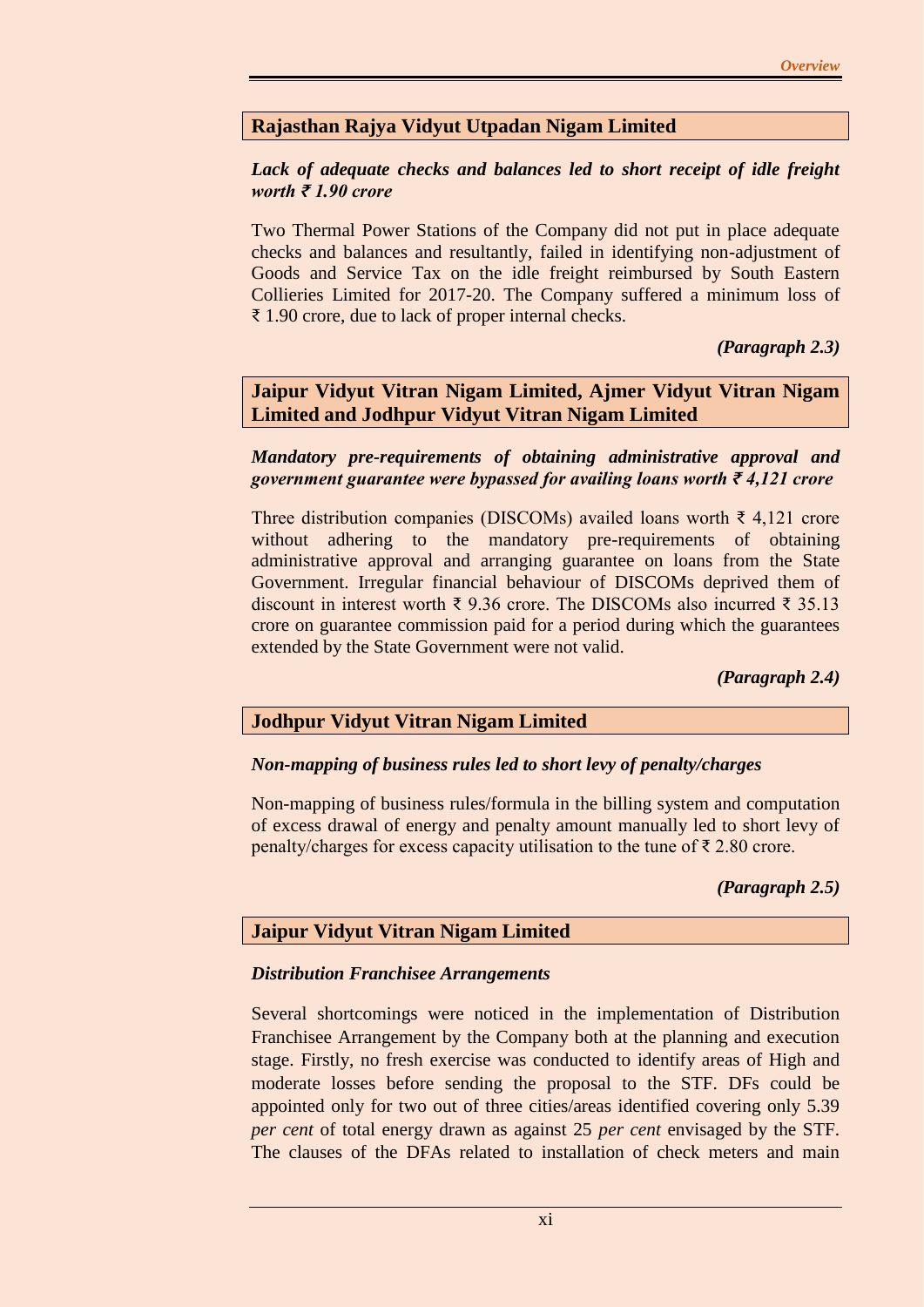## Rajasthan Rajya Vidyut Utpadan Nigam Limited

***Lack of adequate checks and balances led to short receipt of idle freight worth ₹ 1.90 crore***

Two Thermal Power Stations of the Company did not put in place adequate checks and balances and resultantly, failed in identifying non-adjustment of Goods and Service Tax on the idle freight reimbursed by South Eastern Collieries Limited for 2017-20. The Company suffered a minimum loss of ₹ 1.90 crore, due to lack of proper internal checks.

***(Paragraph 2.3)***

## Jaipur Vidyut Vitran Nigam Limited, Ajmer Vidyut Vitran Nigam Limited and Jodhpur Vidyut Vitran Nigam Limited

***Mandatory pre-requirements of obtaining administrative approval and government guarantee were bypassed for availing loans worth ₹ 4,121 crore***

Three distribution companies (DISCOMs) availed loans worth ₹ 4,121 crore without adhering to the mandatory pre-requirements of obtaining administrative approval and arranging guarantee on loans from the State Government. Irregular financial behaviour of DISCOMs deprived them of discount in interest worth ₹ 9.36 crore. The DISCOMs also incurred ₹ 35.13 crore on guarantee commission paid for a period during which the guarantees extended by the State Government were not valid.

***(Paragraph 2.4)***

## Jodhpur Vidyut Vitran Nigam Limited

***Non-mapping of business rules led to short levy of penalty/charges***

Non-mapping of business rules/formula in the billing system and computation of excess drawal of energy and penalty amount manually led to short levy of penalty/charges for excess capacity utilisation to the tune of ₹ 2.80 crore.

***(Paragraph 2.5)***

## Jaipur Vidyut Vitran Nigam Limited

***Distribution Franchisee Arrangements***

Several shortcomings were noticed in the implementation of Distribution Franchisee Arrangement by the Company both at the planning and execution stage. Firstly, no fresh exercise was conducted to identify areas of High and moderate losses before sending the proposal to the STF. DFs could be appointed only for two out of three cities/areas identified covering only 5.39 *per cent* of total energy drawn as against 25 *per cent* envisaged by the STF. The clauses of the DFAs related to installation of check meters and main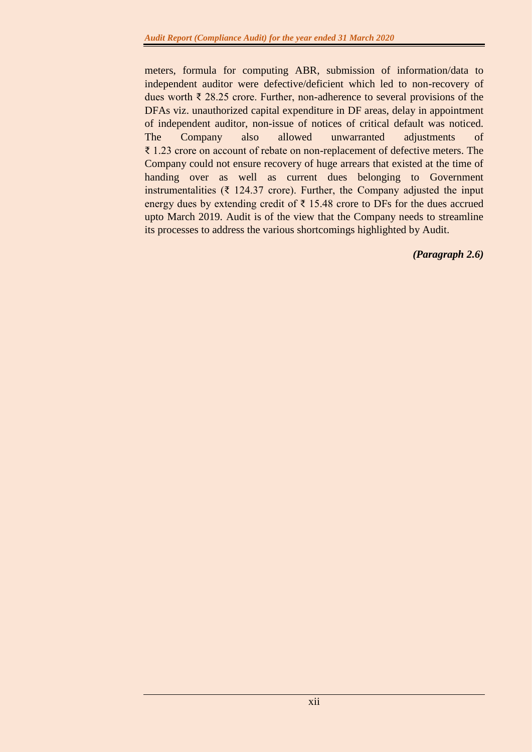meters, formula for computing ABR, submission of information/data to independent auditor were defective/deficient which led to non-recovery of dues worth ₹ 28.25 crore. Further, non-adherence to several provisions of the DFAs viz. unauthorized capital expenditure in DF areas, delay in appointment of independent auditor, non-issue of notices of critical default was noticed. The Company also allowed unwarranted adjustments of ₹ 1.23 crore on account of rebate on non-replacement of defective meters. The Company could not ensure recovery of huge arrears that existed at the time of handing over as well as current dues belonging to Government instrumentalities (₹ 124.37 crore). Further, the Company adjusted the input energy dues by extending credit of ₹ 15.48 crore to DFs for the dues accrued upto March 2019. Audit is of the view that the Company needs to streamline its processes to address the various shortcomings highlighted by Audit.

***(Paragraph 2.6)***